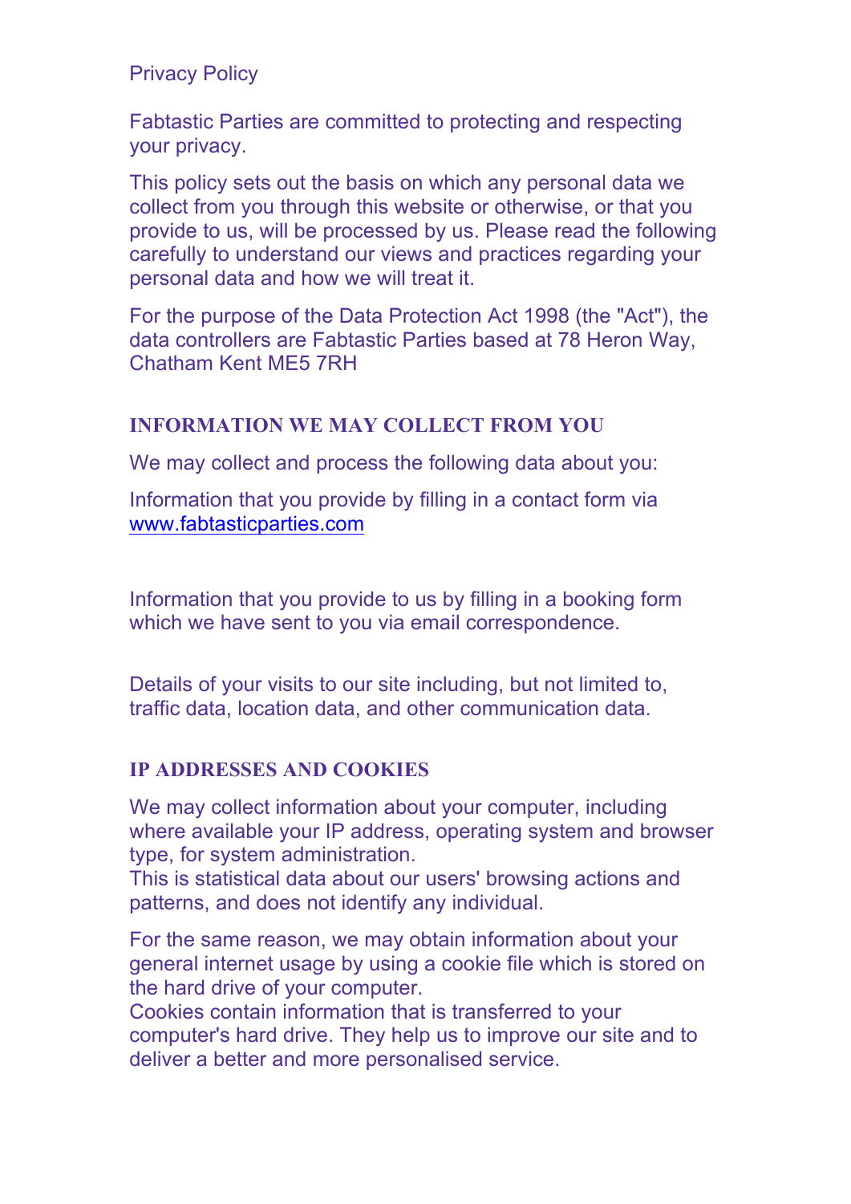# Privacy Policy

Fabtastic Parties are committed to protecting and respecting your privacy.

This policy sets out the basis on which any personal data we collect from you through this website or otherwise, or that you provide to us, will be processed by us. Please read the following carefully to understand our views and practices regarding your personal data and how we will treat it.

For the purpose of the Data Protection Act 1998 (the "Act"), the data controllers are Fabtastic Parties based at 78 Heron Way, Chatham Kent ME5 7RH

## INFORMATION WE MAY COLLECT FROM YOU

We may collect and process the following data about you:

Information that you provide by filling in a contact form via [www.fabtasticparties.com](http://www.fabtasticparties.com)

Information that you provide to us by filling in a booking form which we have sent to you via email correspondence.

Details of your visits to our site including, but not limited to, traffic data, location data, and other communication data.

## IP ADDRESSES AND COOKIES

We may collect information about your computer, including where available your IP address, operating system and browser type, for system administration.
This is statistical data about our users' browsing actions and patterns, and does not identify any individual.

For the same reason, we may obtain information about your general internet usage by using a cookie file which is stored on the hard drive of your computer.
Cookies contain information that is transferred to your computer's hard drive. They help us to improve our site and to deliver a better and more personalised service.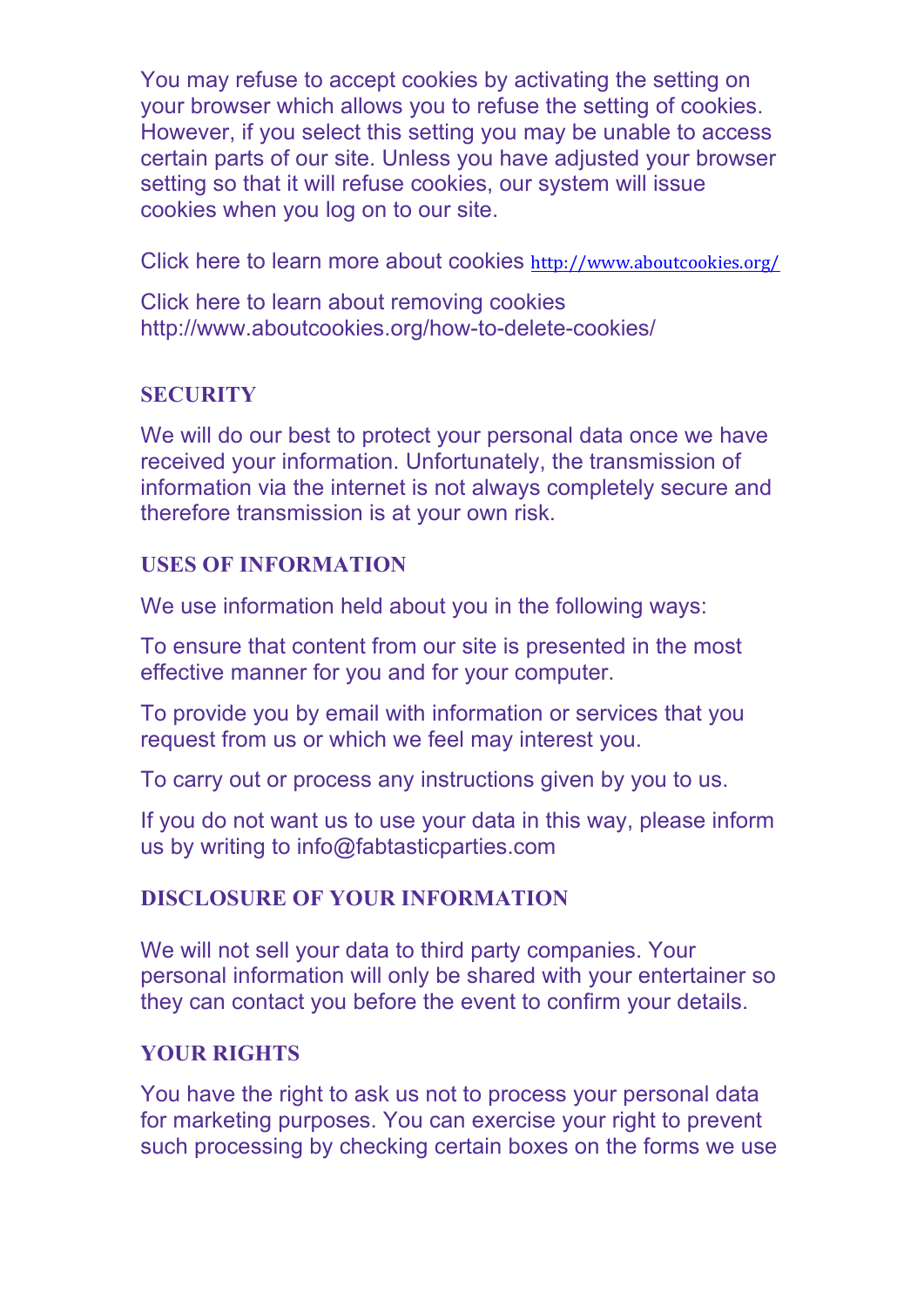You may refuse to accept cookies by activating the setting on your browser which allows you to refuse the setting of cookies. However, if you select this setting you may be unable to access certain parts of our site. Unless you have adjusted your browser setting so that it will refuse cookies, our system will issue cookies when you log on to our site.

Click here to learn more about cookies http://www.aboutcookies.org/

Click here to learn about removing cookies http://www.aboutcookies.org/how-to-delete-cookies/

## SECURITY

We will do our best to protect your personal data once we have received your information. Unfortunately, the transmission of information via the internet is not always completely secure and therefore transmission is at your own risk.

## USES OF INFORMATION

We use information held about you in the following ways:

To ensure that content from our site is presented in the most effective manner for you and for your computer.

To provide you by email with information or services that you request from us or which we feel may interest you.

To carry out or process any instructions given by you to us.

If you do not want us to use your data in this way, please inform us by writing to info@fabtasticparties.com

## DISCLOSURE OF YOUR INFORMATION

We will not sell your data to third party companies. Your personal information will only be shared with your entertainer so they can contact you before the event to confirm your details.

## YOUR RIGHTS

You have the right to ask us not to process your personal data for marketing purposes. You can exercise your right to prevent such processing by checking certain boxes on the forms we use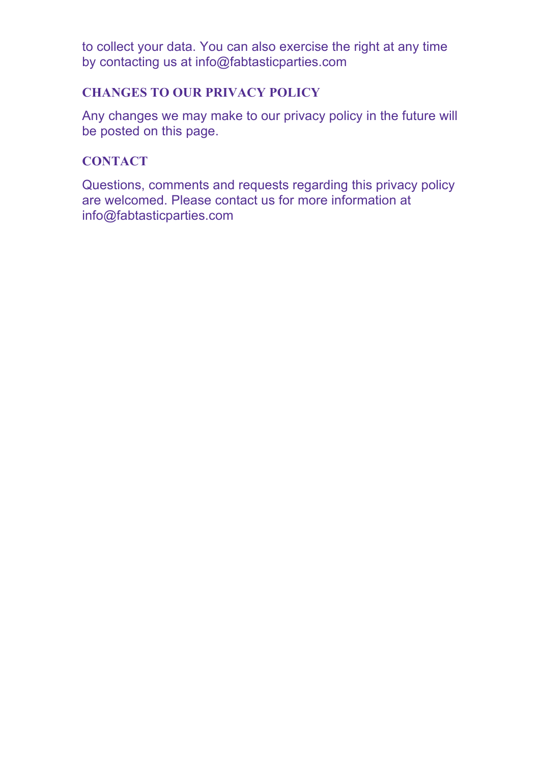to collect your data. You can also exercise the right at any time by contacting us at info@fabtasticparties.com

## CHANGES TO OUR PRIVACY POLICY

Any changes we may make to our privacy policy in the future will be posted on this page.

## CONTACT

Questions, comments and requests regarding this privacy policy are welcomed. Please contact us for more information at info@fabtasticparties.com